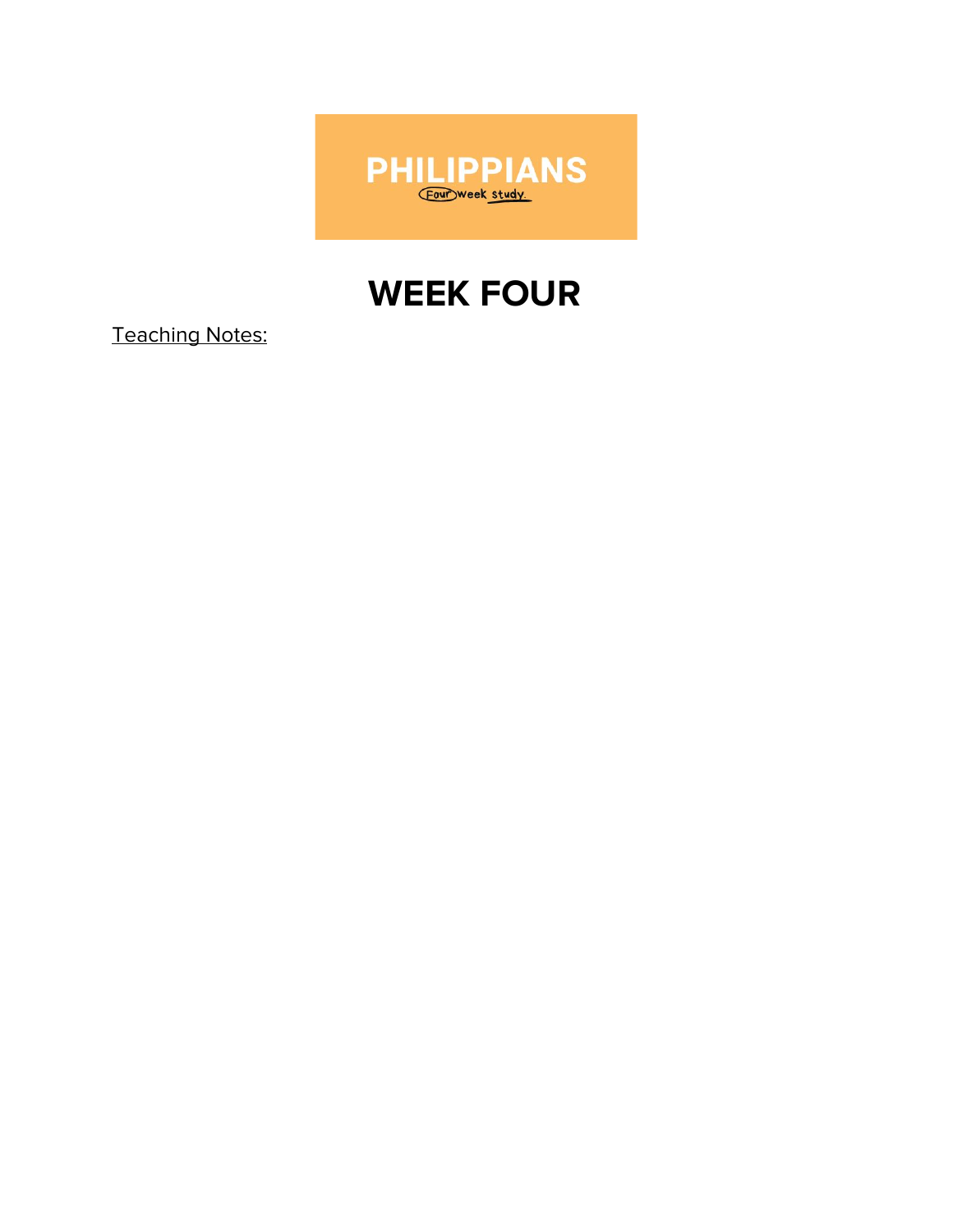PHILIPPIANS

Four week study.

# WEEK FOUR

Teaching Notes: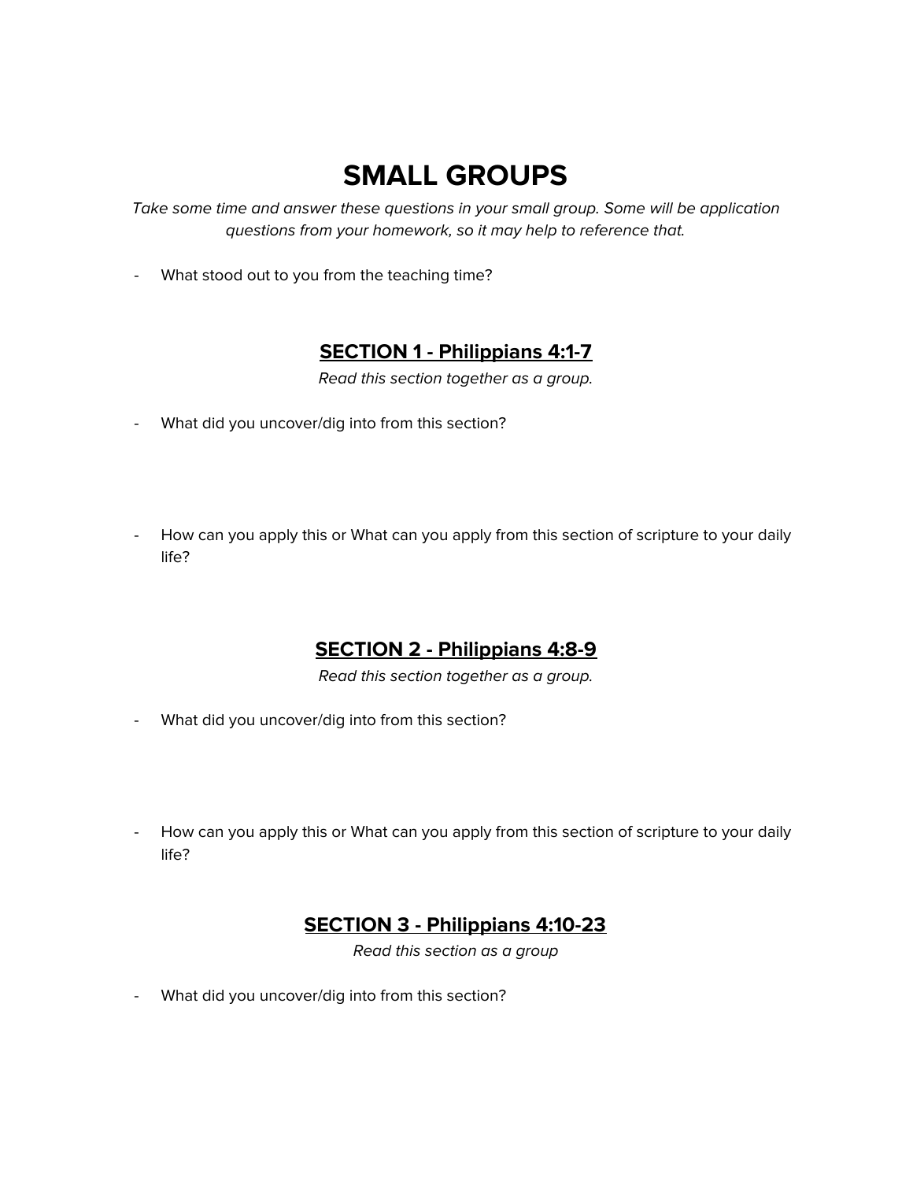# SMALL GROUPS

*Take some time and answer these questions in your small group. Some will be application questions from your homework, so it may help to reference that.*

- What stood out to you from the teaching time?

## SECTION 1 - Philippians 4:1-7

*Read this section together as a group.*

- What did you uncover/dig into from this section?

- How can you apply this or What can you apply from this section of scripture to your daily life?

## SECTION 2 - Philippians 4:8-9

*Read this section together as a group.*

- What did you uncover/dig into from this section?

- How can you apply this or What can you apply from this section of scripture to your daily life?

## SECTION 3 - Philippians 4:10-23

*Read this section as a group*

- What did you uncover/dig into from this section?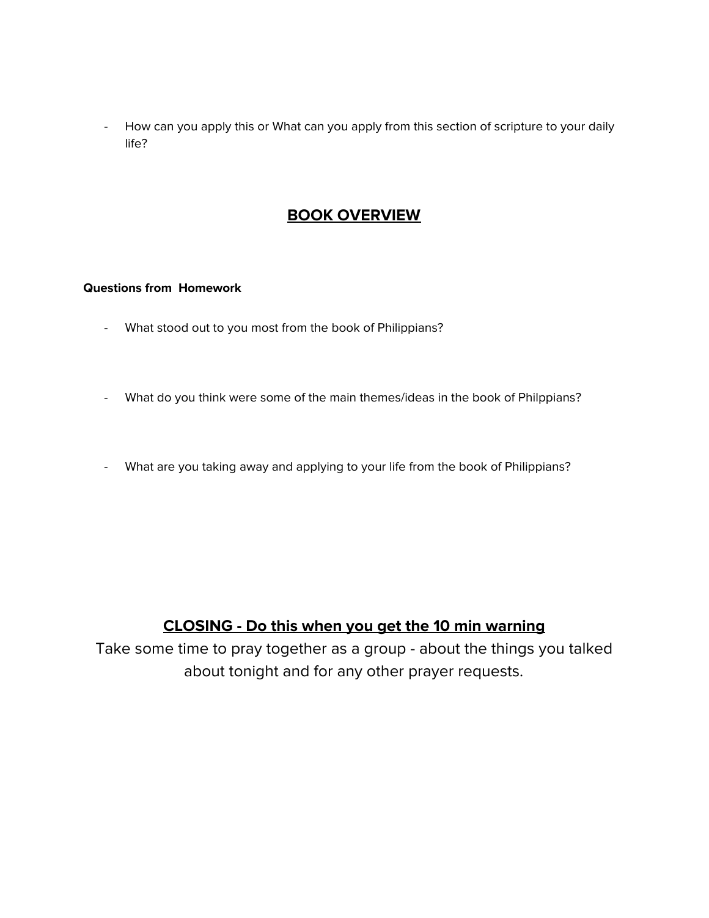- How can you apply this or What can you apply from this section of scripture to your daily life?

## **BOOK OVERVIEW**

**Questions from  Homework**

- What stood out to you most from the book of Philippians?

- What do you think were some of the main themes/ideas in the book of Philpppians?

- What are you taking away and applying to your life from the book of Philippians?

## **CLOSING - Do this when you get the 10 min warning**

Take some time to pray together as a group - about the things you talked about tonight and for any other prayer requests.